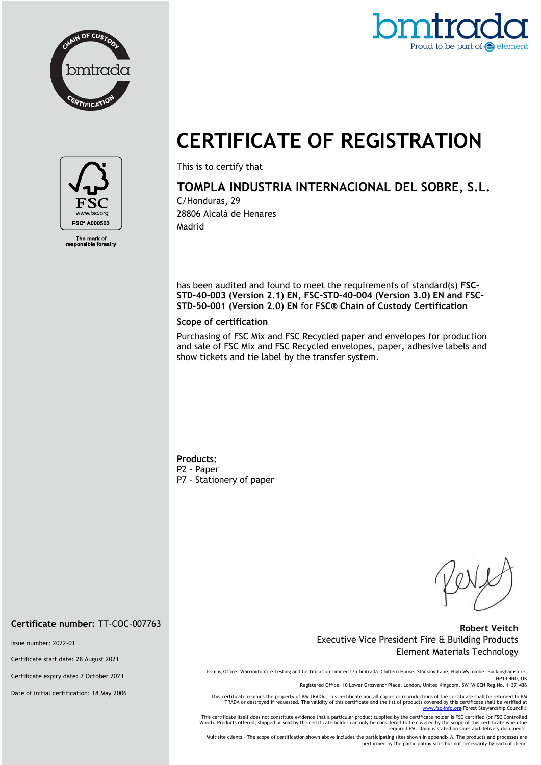CHAIN OF CUSTODY bmtrada CERTIFICATION

bmtrada
Proud to be part of element

FSC
www.fsc.org
FSC® A000503
The mark of responsible forestry

# CERTIFICATE OF REGISTRATION

This is to certify that

## TOMPLA INDUSTRIA INTERNACIONAL DEL SOBRE, S.L.

C/Honduras, 29
28806 Alcalá de Henares
Madrid

has been audited and found to meet the requirements of standard(s) **FSC-STD-40-003 (Version 2.1) EN, FSC-STD-40-004 (Version 3.0) EN and FSC-STD-50-001 (Version 2.0) EN** for **FSC® Chain of Custody Certification**

**Scope of certification**

Purchasing of FSC Mix and FSC Recycled paper and envelopes for production and sale of FSC Mix and FSC Recycled envelopes, paper, adhesive labels and show tickets and tie label by the transfer system.

**Products:**
P2 - Paper
P7 - Stationery of paper

**Robert Veitch**
Executive Vice President Fire & Building Products
Element Materials Technology

**Certificate number:** TT-COC-007763

Issue number: 2022-01

Certificate start date: 28 August 2021

Certificate expiry date: 7 October 2023

Date of initial certification: 18 May 2006

Issuing Office: Warringtonfire Testing and Certification Limited t/a bmtrada Chiltern House, Stocking Lane, High Wycombe, Buckinghamshire, HP14 4ND, UK
Registered Office: 10 Lower Grosvenor Place, London, United Kingdom, SW1W 0EN Reg.No. 11371436

This certificate remains the property of BM TRADA. This certificate and all copies or reproductions of the certificate shall be returned to BM TRADA or destroyed if requested. The validity of this certificate and the list of products covered by this certificate shall be verified at www.fsc-info.org Forest Stewardship Council®

This certificate itself does not constitute evidence that a particular product supplied by the certificate holder is FSC certified (or FSC Controlled Wood). Products offered, shipped or sold by the certificate holder can only be considered to be covered by the scope of this certificate when the required FSC claim is stated on sales and delivery documents.

Multisite clients – The scope of certification shown above includes the participating sites shown in appendix A. The products and processes are performed by the participating sites but not necessarily by each of them.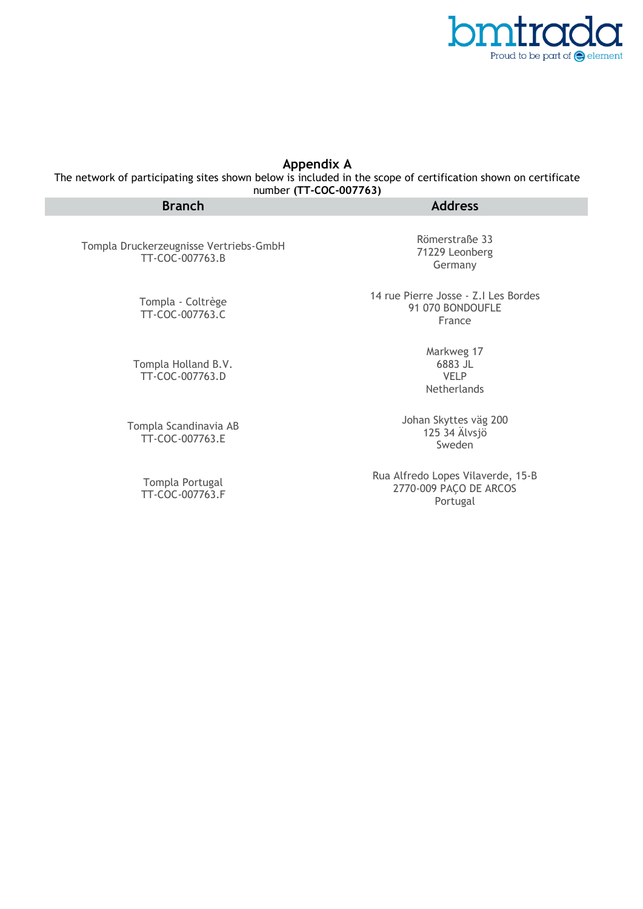## Appendix A

The network of participating sites shown below is included in the scope of certification shown on certificate number **(TT-COC-007763)**

| Branch | Address |
|---|---|
| Tompla Druckerzeugnisse Vertriebs-GmbH<br>TT-COC-007763.B | Römerstraße 33<br>71229 Leonberg<br>Germany |
| Tompla - Coltrège<br>TT-COC-007763.C | 14 rue Pierre Josse - Z.I Les Bordes<br>91 070 BONDOUFLE<br>France |
| Tompla Holland B.V.<br>TT-COC-007763.D | Markweg 17<br>6883 JL<br>VELP<br>Netherlands |
| Tompla Scandinavia AB<br>TT-COC-007763.E | Johan Skyttes väg 200<br>125 34 Älvsjö<br>Sweden |
| Tompla Portugal<br>TT-COC-007763.F | Rua Alfredo Lopes Vilaverde, 15-B<br>2770-009 PAÇO DE ARCOS<br>Portugal |